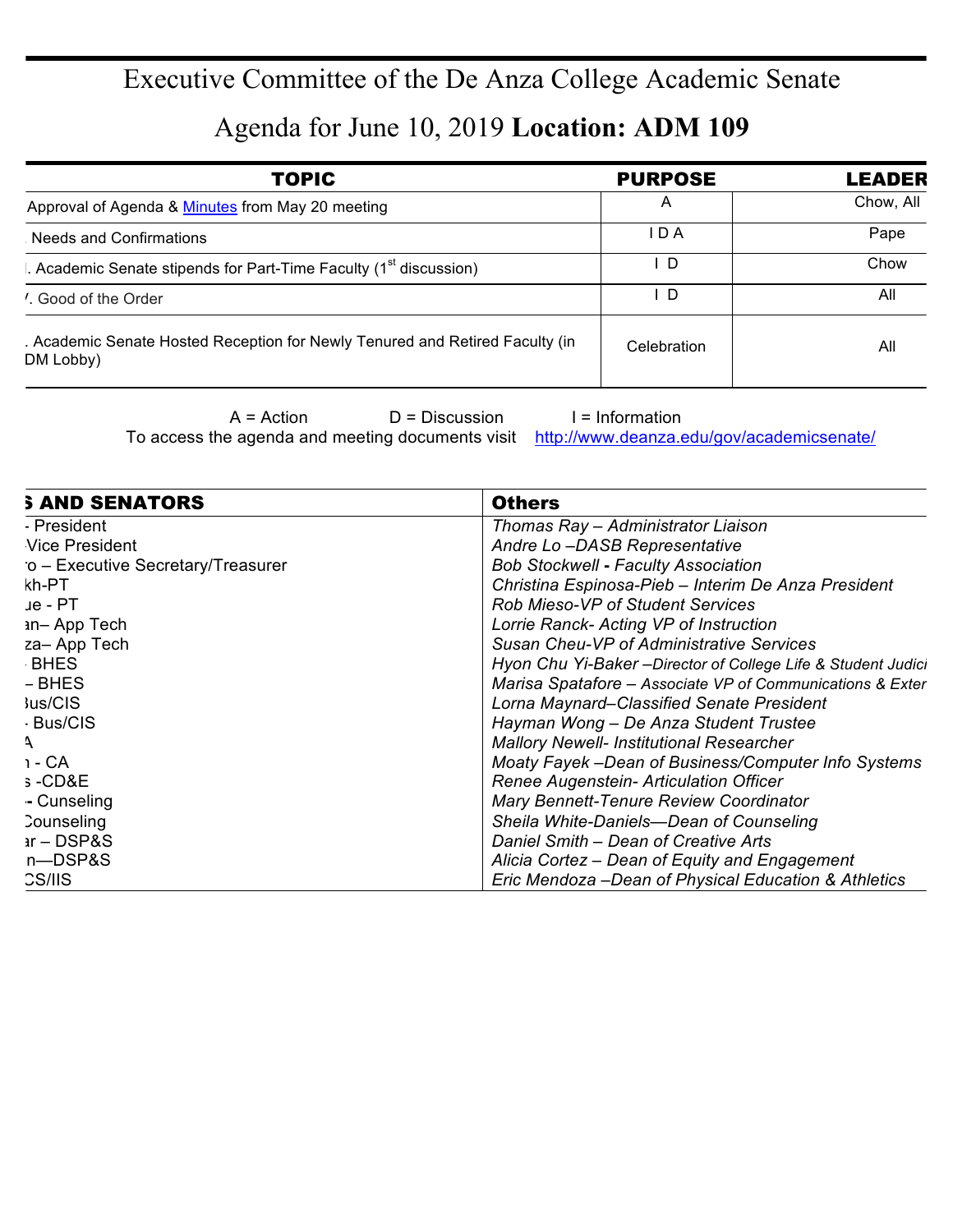# Executive Committee of the De Anza College Academic Senate

## Agenda for June 10, 2019 **Location: ADM 109**

| TOPIC | PURPOSE | LEADER |
|---|---|---|
| Approval of Agenda & Minutes from May 20 meeting | A | Chow, All |
| Needs and Confirmations | I D A | Pape |
| I. Academic Senate stipends for Part-Time Faculty (1st discussion) | I D | Chow |
| /. Good of the Order | I D | All |
| . Academic Senate Hosted Reception for Newly Tenured and Retired Faculty (in DM Lobby) | Celebration | All |

A = Action D = Discussion I = Information

To access the agenda and meeting documents visit http://www.deanza.edu/gov/academicsenate/

| S AND SENATORS | Others |
|---|---|
| - President | *Thomas Ray – Administrator Liaison* |
| Vice President | *Andre Lo –DASB Representative* |
| o – Executive Secretary/Treasurer | *Bob Stockwell - Faculty Association* |
| kh-PT | *Christina Espinosa-Pieb – Interim De Anza President* |
| ue - PT | *Rob Mieso-VP of Student Services* |
| an– App Tech | *Lorrie Ranck- Acting VP of Instruction* |
| za– App Tech | *Susan Cheu-VP of Administrative Services* |
| BHES | *Hyon Chu Yi-Baker –Director of College Life & Student Judici* |
| – BHES | *Marisa Spatafore – Associate VP of Communications & Exter* |
| Bus/CIS | *Lorna Maynard–Classified Senate President* |
| - Bus/CIS | *Hayman Wong – De Anza Student Trustee* |
| A | *Mallory Newell- Institutional Researcher* |
| n - CA | *Moaty Fayek –Dean of Business/Computer Info Systems* |
| s -CD&E | *Renee Augenstein- Articulation Officer* |
| - Cunseling | *Mary Bennett-Tenure Review Coordinator* |
| Counseling | *Sheila White-Daniels—Dean of Counseling* |
| ar – DSP&S | *Daniel Smith – Dean of Creative Arts* |
| n—DSP&S | *Alicia Cortez – Dean of Equity and Engagement* |
| CS/IIS | *Eric Mendoza –Dean of Physical Education & Athletics* |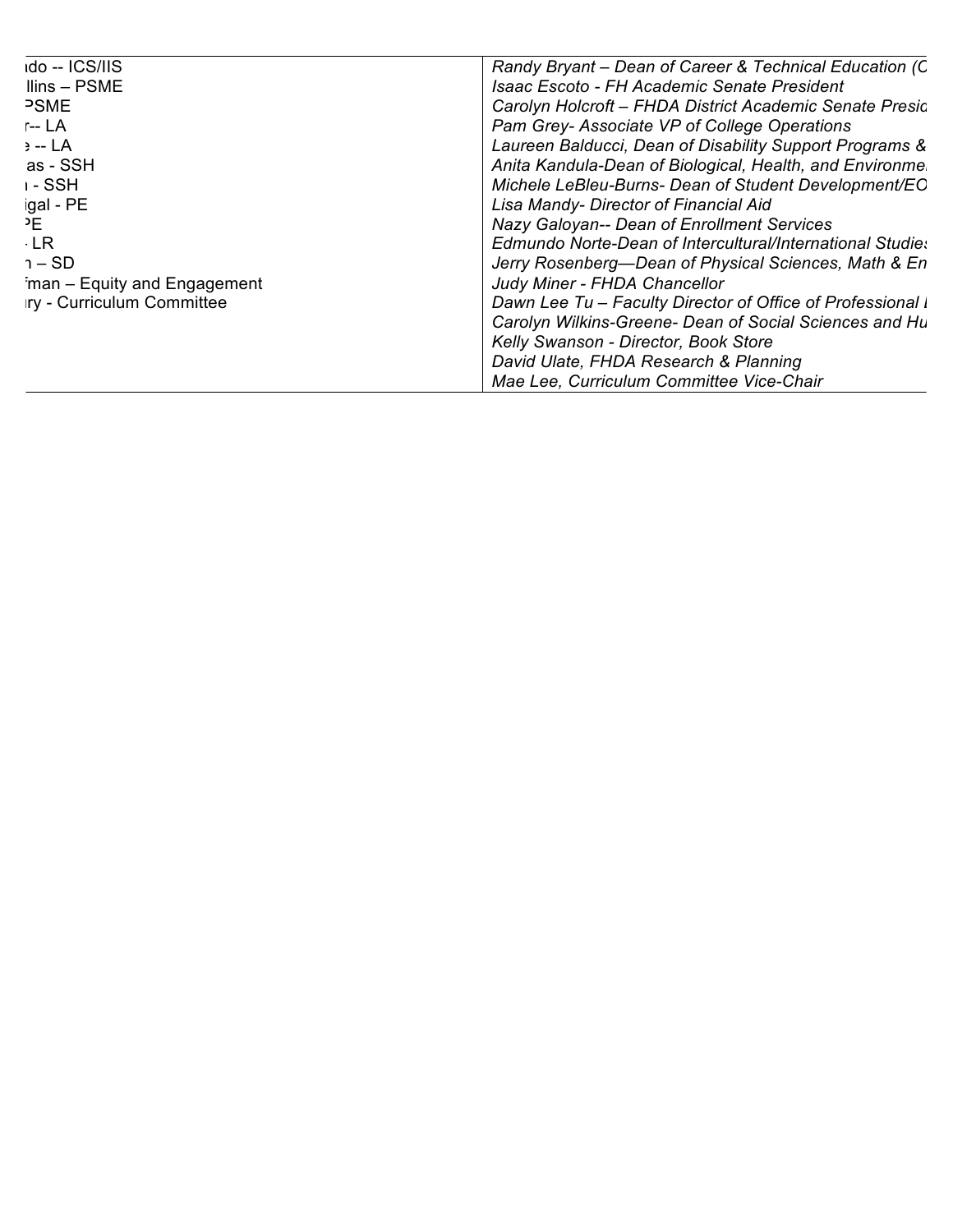| | |
|---|---|
| ıdo -- ICS/IIS | *Randy Bryant – Dean of Career & Technical Education (C* |
| llins – PSME | *Isaac Escoto - FH Academic Senate President* |
| PSME | *Carolyn Holcroft – FHDA District Academic Senate Presid* |
| r-- LA | *Pam Grey- Associate VP of College Operations* |
| e -- LA | *Laureen Balducci, Dean of Disability Support Programs &* |
| as - SSH | *Anita Kandula-Dean of Biological, Health, and Environme* |
| ı - SSH | *Michele LeBleu-Burns- Dean of Student Development/EO* |
| igal - PE | *Lisa Mandy- Director of Financial Aid* |
| PE | *Nazy Galoyan-- Dean of Enrollment Services* |
| - LR | *Edmundo Norte-Dean of Intercultural/International Studies* |
| ı – SD | *Jerry Rosenberg—Dean of Physical Sciences, Math & En* |
| fman – Equity and Engagement | *Judy Miner - FHDA Chancellor* |
| ıry - Curriculum Committee | *Dawn Lee Tu – Faculty Director of Office of Professional I* |
| | *Carolyn Wilkins-Greene- Dean of Social Sciences and Hu* |
| | *Kelly Swanson - Director, Book Store* |
| | *David Ulate, FHDA Research & Planning* |
| | *Mae Lee, Curriculum Committee Vice-Chair* |